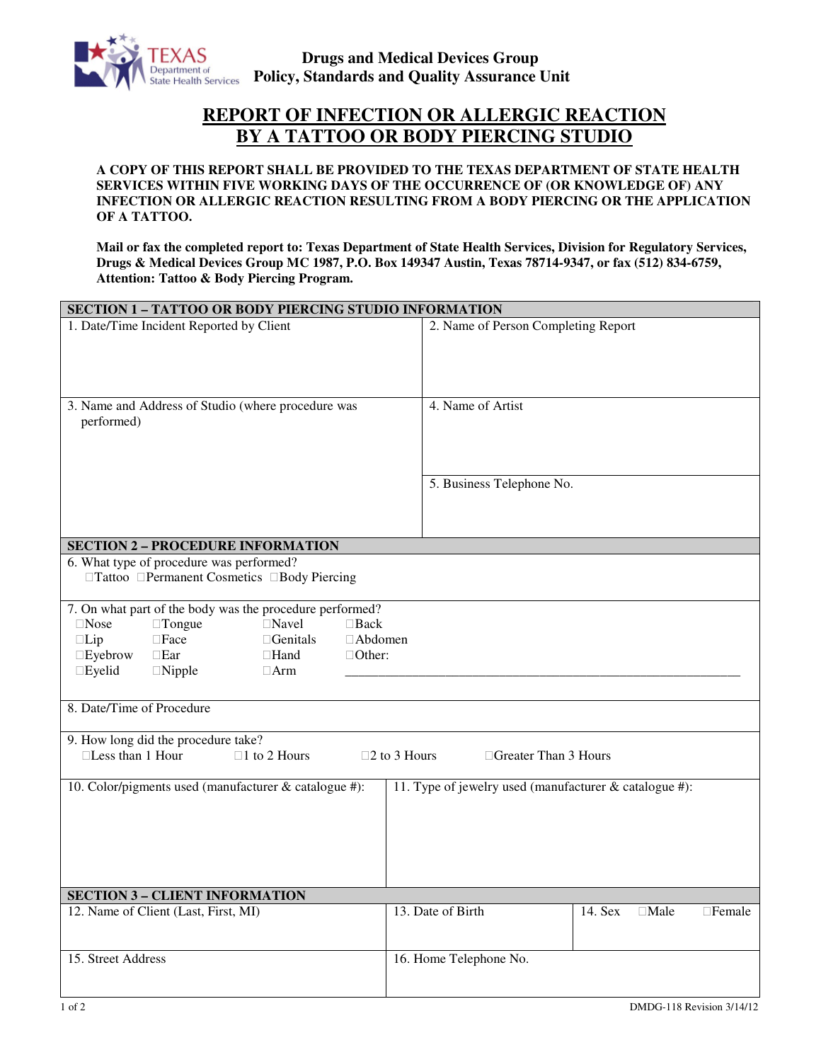**Drugs and Medical Devices Group**
**Policy, Standards and Quality Assurance Unit**

# REPORT OF INFECTION OR ALLERGIC REACTION BY A TATTOO OR BODY PIERCING STUDIO

**A COPY OF THIS REPORT SHALL BE PROVIDED TO THE TEXAS DEPARTMENT OF STATE HEALTH SERVICES WITHIN FIVE WORKING DAYS OF THE OCCURRENCE OF (OR KNOWLEDGE OF) ANY INFECTION OR ALLERGIC REACTION RESULTING FROM A BODY PIERCING OR THE APPLICATION OF A TATTOO.**

**Mail or fax the completed report to: Texas Department of State Health Services, Division for Regulatory Services, Drugs & Medical Devices Group MC 1987, P.O. Box 149347 Austin, Texas 78714-9347, or fax (512) 834-6759, Attention: Tattoo & Body Piercing Program.**

## SECTION 1 – TATTOO OR BODY PIERCING STUDIO INFORMATION

| | |
|---|---|
| 1. Date/Time Incident Reported by Client | 2. Name of Person Completing Report |
| 3. Name and Address of Studio (where procedure was performed) | 4. Name of Artist |
| | 5. Business Telephone No. |

## SECTION 2 – PROCEDURE INFORMATION

6. What type of procedure was performed?
☐Tattoo ☐Permanent Cosmetics ☐Body Piercing

7. On what part of the body was the procedure performed?

| | | | |
|---|---|---|---|
| ☐Nose | ☐Tongue | ☐Navel | ☐Back |
| ☐Lip | ☐Face | ☐Genitals | ☐Abdomen |
| ☐Eyebrow | ☐Ear | ☐Hand | ☐Other: |
| ☐Eyelid | ☐Nipple | ☐Arm | ______________________________ |

8. Date/Time of Procedure

9. How long did the procedure take?
☐Less than 1 Hour ☐1 to 2 Hours ☐2 to 3 Hours ☐Greater Than 3 Hours

| | |
|---|---|
| 10. Color/pigments used (manufacturer & catalogue #): | 11. Type of jewelry used (manufacturer & catalogue #): |

## SECTION 3 – CLIENT INFORMATION

| | | |
|---|---|---|
| 12. Name of Client (Last, First, MI) | 13. Date of Birth | 14. Sex ☐Male ☐Female |
| 15. Street Address | 16. Home Telephone No. | |

DMDG-118 Revision 3/14/12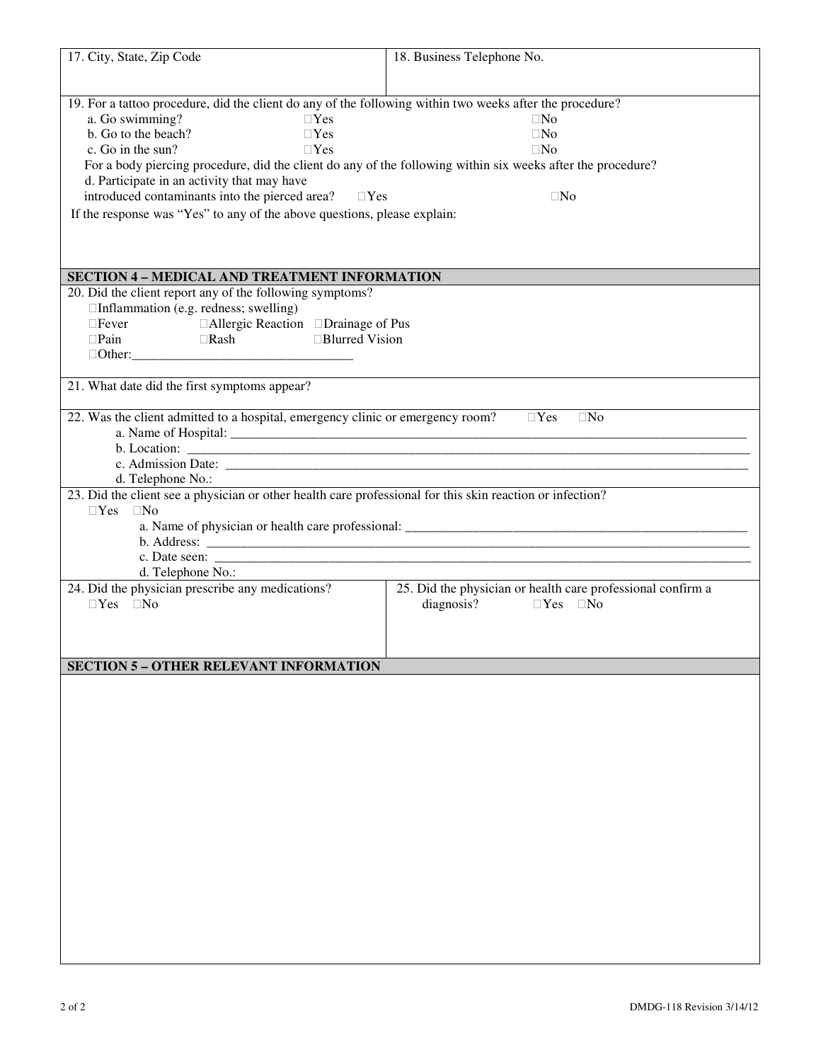| 17. City, State, Zip Code | 18. Business Telephone No. |
| --- | --- |

19. For a tattoo procedure, did the client do any of the following within two weeks after the procedure?

| | | |
| --- | --- | --- |
| a. Go swimming? | ☐Yes | ☐No |
| b. Go to the beach? | ☐Yes | ☐No |
| c. Go in the sun? | ☐Yes | ☐No |

For a body piercing procedure, did the client do any of the following within six weeks after the procedure?

d. Participate in an activity that may have introduced contaminants into the pierced area? ☐Yes ☐No

If the response was "Yes" to any of the above questions, please explain:

## SECTION 4 – MEDICAL AND TREATMENT INFORMATION

20. Did the client report any of the following symptoms?

☐Inflammation (e.g. redness; swelling)

☐Fever ☐Allergic Reaction ☐Drainage of Pus

☐Pain ☐Rash ☐Blurred Vision

☐Other:________________________________

21. What date did the first symptoms appear?

22. Was the client admitted to a hospital, emergency clinic or emergency room? ☐Yes ☐No

a. Name of Hospital: ____________________________________________________________

b. Location: ____________________________________________________________

c. Admission Date: ____________________________________________________________

d. Telephone No.:

23. Did the client see a physician or other health care professional for this skin reaction or infection?

☐Yes ☐No

a. Name of physician or health care professional: ________________________________

b. Address: ____________________________________________________________

c. Date seen: ____________________________________________________________

d. Telephone No.:

| 24. Did the physician prescribe any medications? ☐Yes ☐No | 25. Did the physician or health care professional confirm a diagnosis? ☐Yes ☐No |
| --- | --- |

## SECTION 5 – OTHER RELEVANT INFORMATION

DMDG-118 Revision 3/14/12